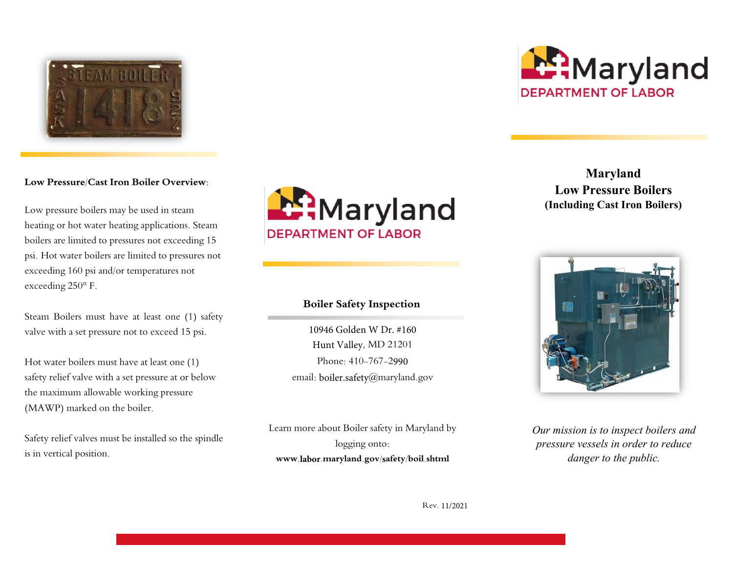**Low Pressure/Cast Iron Boiler Overview**:

Low pressure boilers may be used in steam heating or hot water heating applications. Steam boilers are limited to pressures not exceeding 15 psi. Hot water boilers are limited to pressures not exceeding 160 psi and/or temperatures not exceeding 250° F.

Steam Boilers must have at least one (1) safety valve with a set pressure not to exceed 15 psi.

Hot water boilers must have at least one (1) safety relief valve with a set pressure at or below the maximum allowable working pressure (MAWP) marked on the boiler.

Safety relief valves must be installed so the spindle is in vertical position.

Maryland DEPARTMENT OF LABOR

**Boiler Safety Inspection**

10946 Golden W Dr. #160
Hunt Valley, MD 21201
Phone: 410-767-2990
email: boiler.safety@maryland.gov

Learn more about Boiler safety in Maryland by logging onto:
**www.labor.maryland.gov/safety/boil.shtml**

Rev. 11/2021

Maryland DEPARTMENT OF LABOR

# Maryland Low Pressure Boilers

### (Including Cast Iron Boilers)

*Our mission is to inspect boilers and pressure vessels in order to reduce danger to the public.*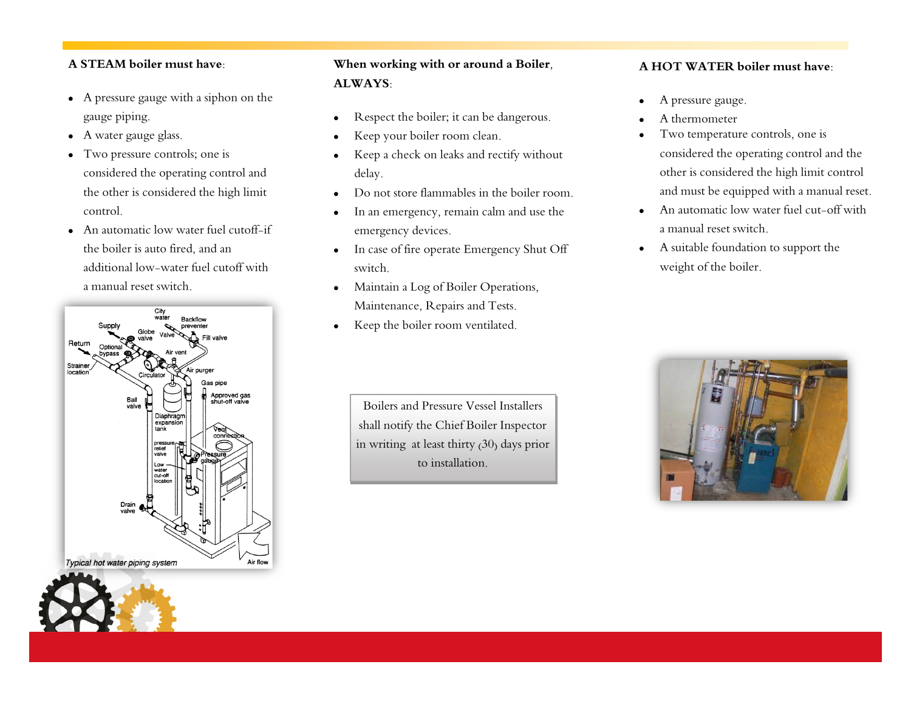**A STEAM boiler must have**:

- A pressure gauge with a siphon on the gauge piping.
- A water gauge glass.
- Two pressure controls; one is considered the operating control and the other is considered the high limit control.
- An automatic low water fuel cutoff-if the boiler is auto fired, and an additional low-water fuel cutoff with a manual reset switch.

Typical hot water piping system

**When working with or around a Boiler, ALWAYS**:

- Respect the boiler; it can be dangerous.
- Keep your boiler room clean.
- Keep a check on leaks and rectify without delay.
- Do not store flammables in the boiler room.
- In an emergency, remain calm and use the emergency devices.
- In case of fire operate Emergency Shut Off switch.
- Maintain a Log of Boiler Operations, Maintenance, Repairs and Tests.
- Keep the boiler room ventilated.

Boilers and Pressure Vessel Installers shall notify the Chief Boiler Inspector in writing at least thirty (30) days prior to installation.

**A HOT WATER boiler must have**:

- A pressure gauge.
- A thermometer
- Two temperature controls, one is considered the operating control and the other is considered the high limit control and must be equipped with a manual reset.
- An automatic low water fuel cut-off with a manual reset switch.
- A suitable foundation to support the weight of the boiler.